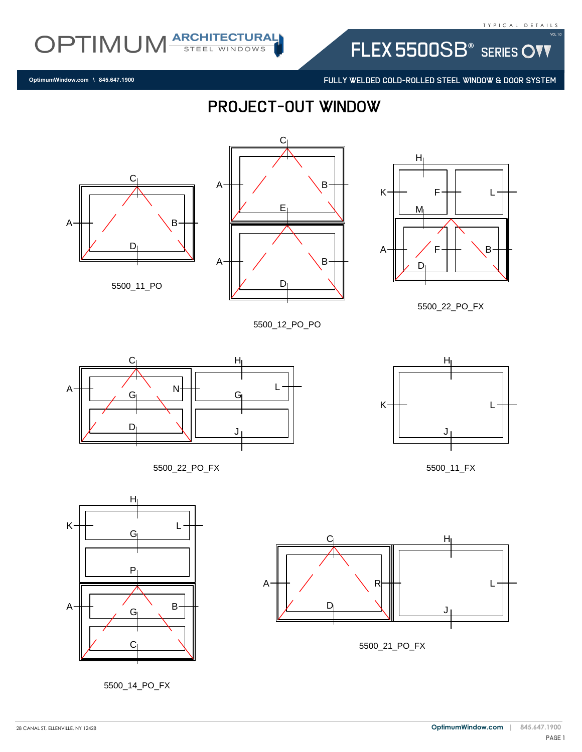TYPICAL DETAILS

OPTIMUM ARCHITECTURAL STEEL WINDOWS

FLEX 5500SB® SERIES

OptimumWindow.com \ 845.647.1900

FULLY WELDED COLD-ROLLED STEEL WINDOW & DOOR SYSTEM

# PROJECT-OUT WINDOW

C, A, B, D

5500_11_PO

C, A, B, E, A, B, D

5500_12_PO_PO

H, K, F, L, M, A, F, B, D

5500_22_PO_FX

C, H, A, N, L, G, G, D, J

5500_22_PO_FX

H, K, L, J

5500_11_FX

H, K, L, G, P, A, B, G, C

5500_14_PO_FX

C, H, A, R, L, D, J

5500_21_PO_FX

28 CANAL ST, ELLENVILLE, NY 12428

OptimumWindow.com | 845.647.1900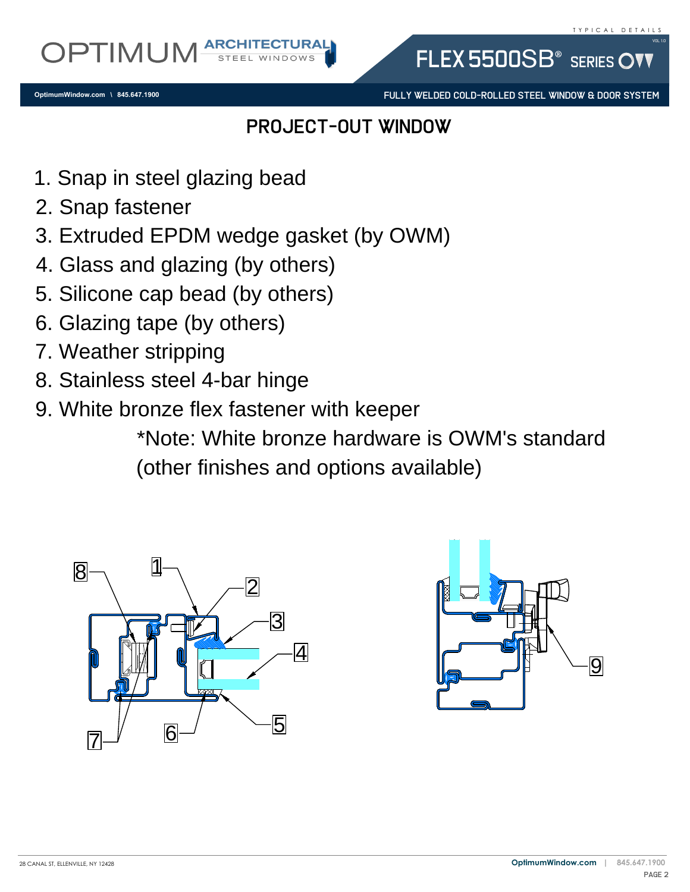## PROJECT-OUT WINDOW

1. Snap in steel glazing bead
2. Snap fastener
3. Extruded EPDM wedge gasket (by OWM)
4. Glass and glazing (by others)
5. Silicone cap bead (by others)
6. Glazing tape (by others)
7. Weather stripping
8. Stainless steel 4-bar hinge
9. White bronze flex fastener with keeper

   *Note: White bronze hardware is OWM's standard (other finishes and options available)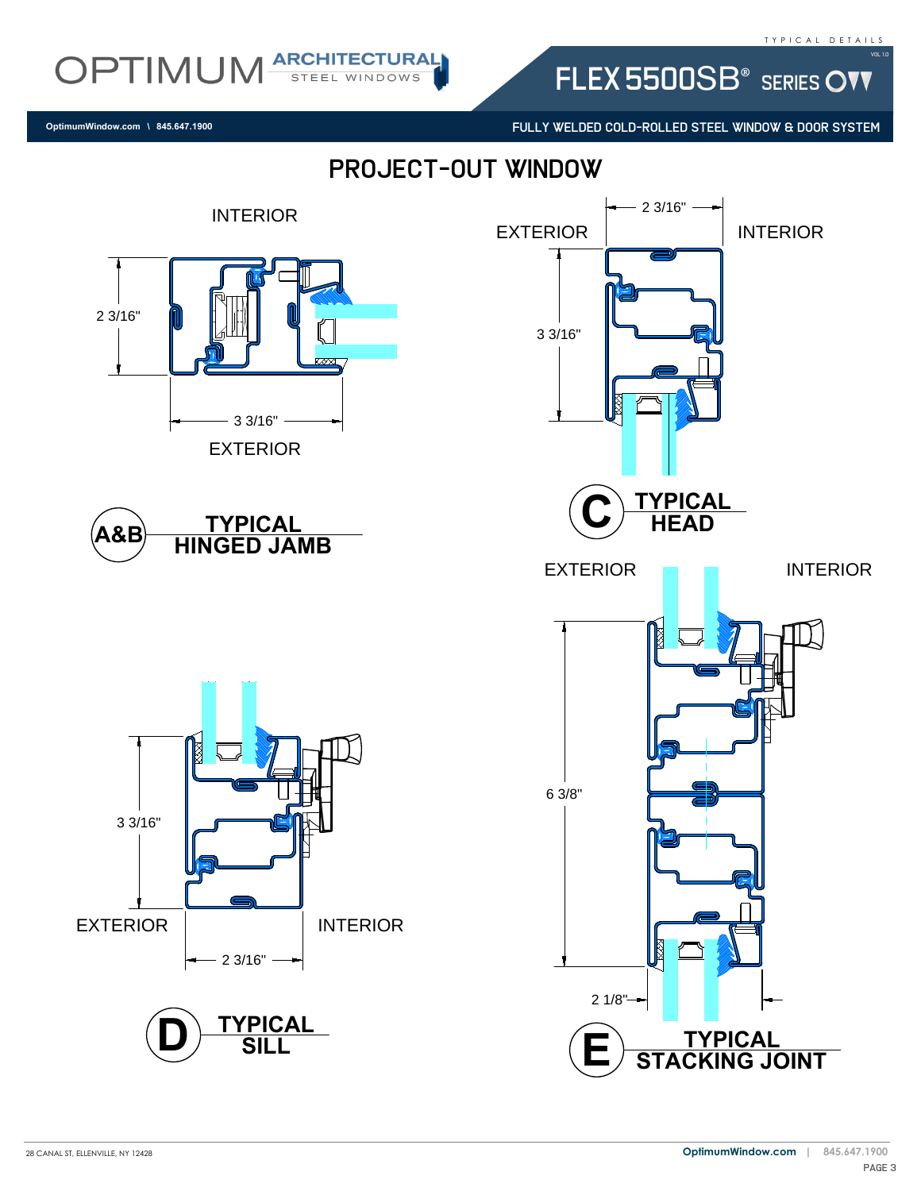# PROJECT-OUT WINDOW

INTERIOR

2 3/16"

3 3/16"

EXTERIOR

**A&B TYPICAL HINGED JAMB**

2 3/16"

EXTERIOR

INTERIOR

3 3/16"

**C TYPICAL HEAD**

EXTERIOR

INTERIOR

6 3/8"

2 1/8"

**E TYPICAL STACKING JOINT**

3 3/16"

EXTERIOR

INTERIOR

2 3/16"

**D TYPICAL SILL**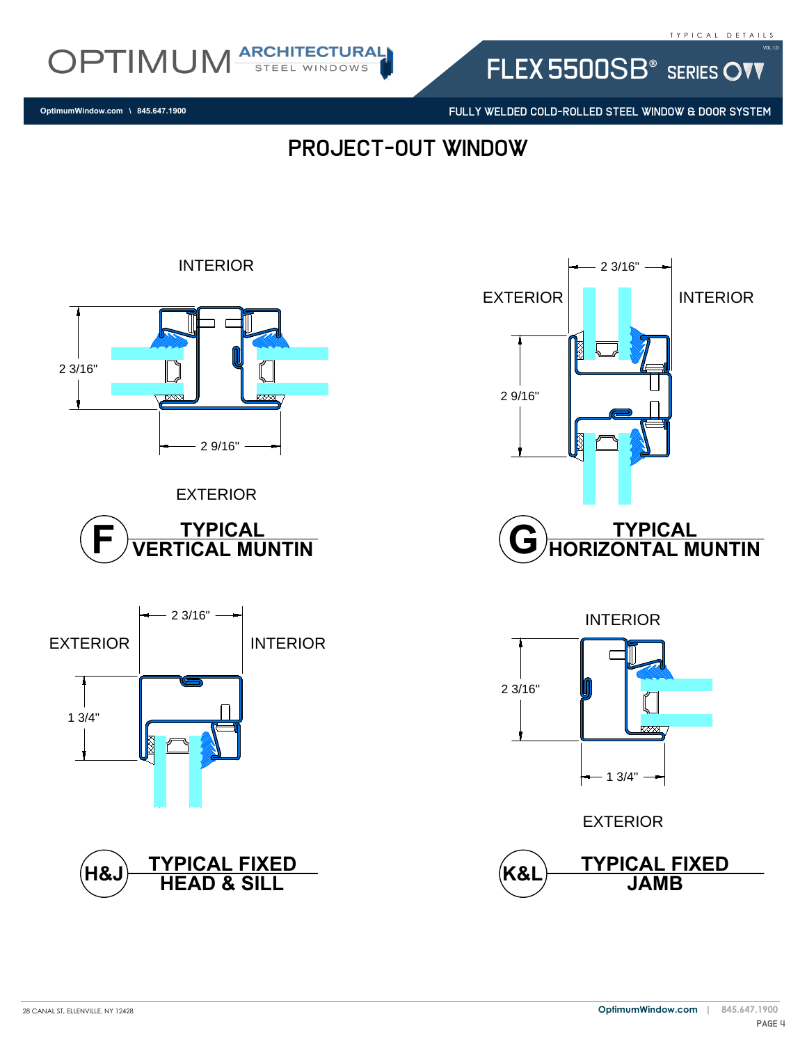# PROJECT-OUT WINDOW

INTERIOR

2 3/16"

2 9/16"

EXTERIOR

**F — TYPICAL VERTICAL MUNTIN**

2 3/16"

EXTERIOR

INTERIOR

2 9/16"

**G — TYPICAL HORIZONTAL MUNTIN**

2 3/16"

EXTERIOR

INTERIOR

1 3/4"

**H&J — TYPICAL FIXED HEAD & SILL**

INTERIOR

2 3/16"

1 3/4"

EXTERIOR

**K&L — TYPICAL FIXED JAMB**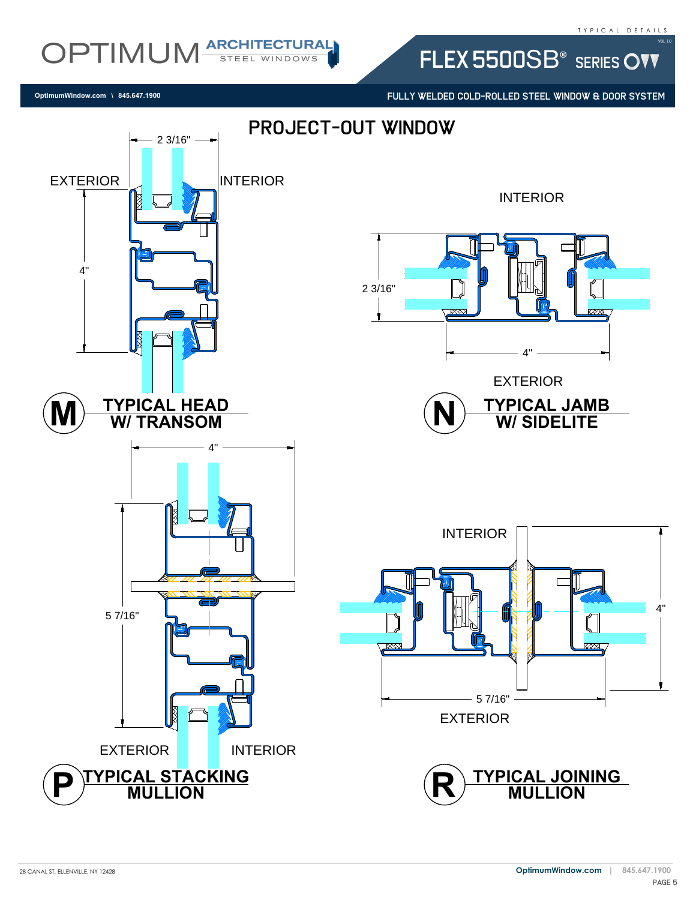# PROJECT-OUT WINDOW

EXTERIOR

2 3/16"

INTERIOR

4"

**M** TYPICAL HEAD W/ TRANSOM

INTERIOR

2 3/16"

4"

EXTERIOR

**N** TYPICAL JAMB W/ SIDELITE

4"

5 7/16"

EXTERIOR

INTERIOR

**P** TYPICAL STACKING MULLION

INTERIOR

4"

5 7/16"

EXTERIOR

**R** TYPICAL JOINING MULLION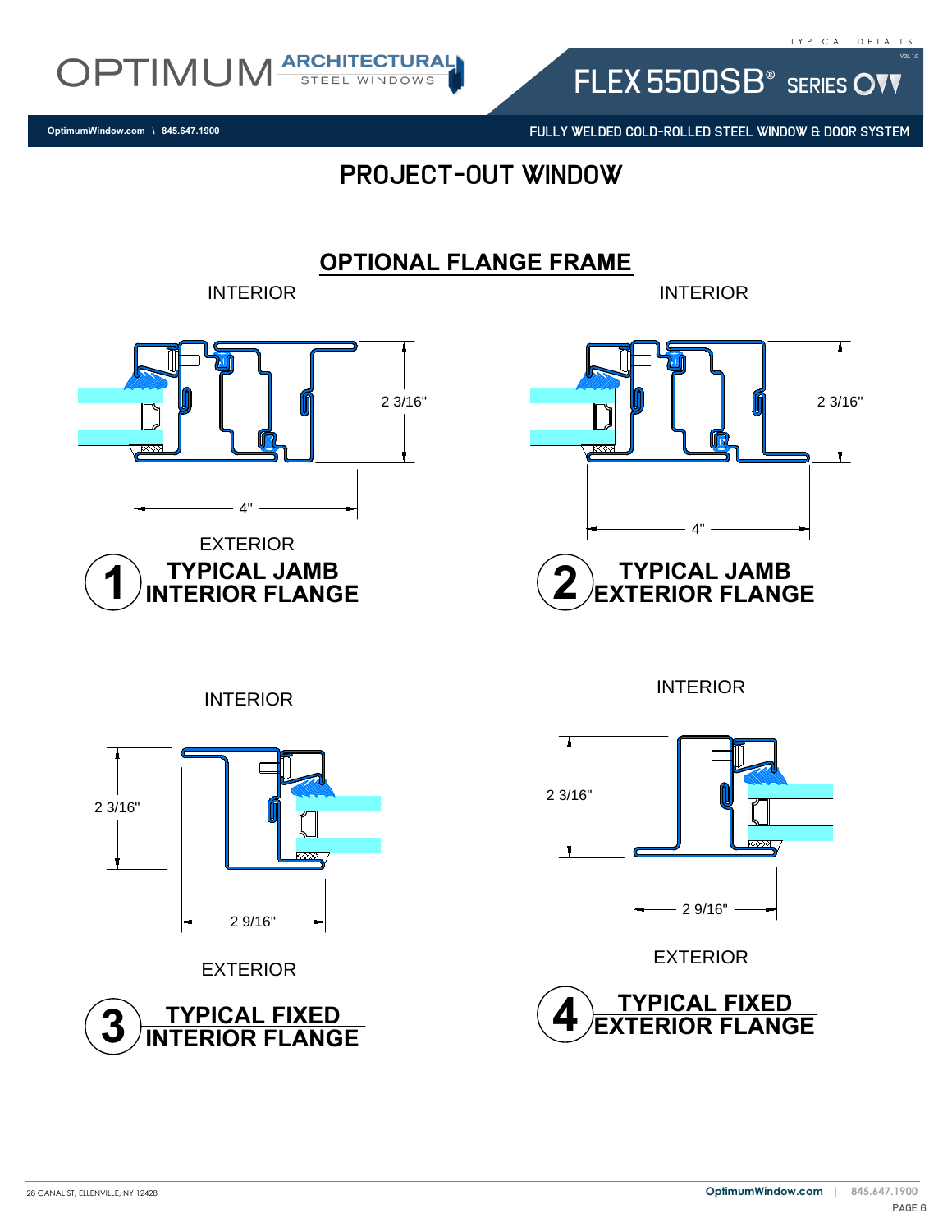# PROJECT-OUT WINDOW

## OPTIONAL FLANGE FRAME

INTERIOR

2 3/16"

4"

EXTERIOR

**1 TYPICAL JAMB INTERIOR FLANGE**

INTERIOR

2 3/16"

4"

**2 TYPICAL JAMB EXTERIOR FLANGE**

INTERIOR

2 3/16"

2 9/16"

EXTERIOR

**3 TYPICAL FIXED INTERIOR FLANGE**

INTERIOR

2 3/16"

2 9/16"

EXTERIOR

**4 TYPICAL FIXED EXTERIOR FLANGE**